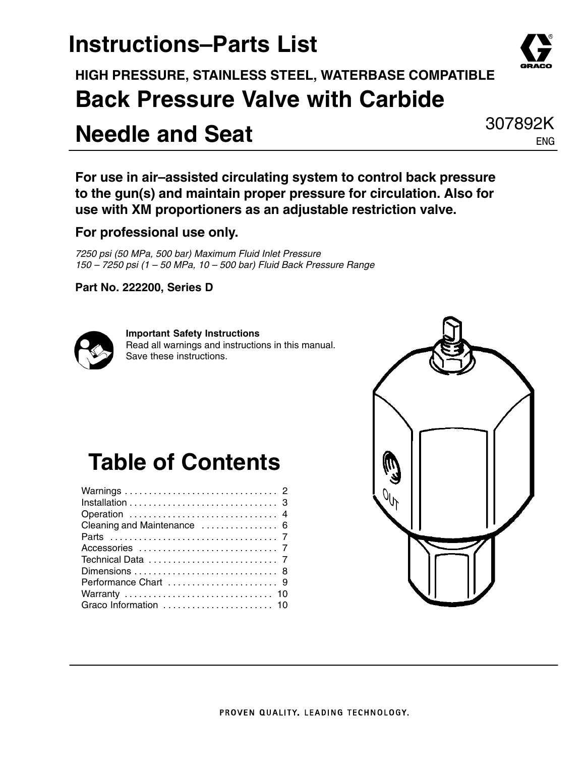# Instructions–Parts List

**HIGH PRESSURE, STAINLESS STEEL, WATERBASE COMPATIBLE**

## Back Pressure Valve with Carbide Needle and Seat

307892K
ENG

**For use in air–assisted circulating system to control back pressure to the gun(s) and maintain proper pressure for circulation. Also for use with XM proportioners as an adjustable restriction valve.**

**For professional use only.**

*7250 psi (50 MPa, 500 bar) Maximum Fluid Inlet Pressure*
*150 – 7250 psi (1 – 50 MPa, 10 – 500 bar) Fluid Back Pressure Range*

**Part No. 222200, Series D**

**Important Safety Instructions**
Read all warnings and instructions in this manual. Save these instructions.

## Table of Contents

| Section | Page |
|---|---|
| Warnings | 2 |
| Installation | 3 |
| Operation | 4 |
| Cleaning and Maintenance | 6 |
| Parts | 7 |
| Accessories | 7 |
| Technical Data | 7 |
| Dimensions | 8 |
| Performance Chart | 9 |
| Warranty | 10 |
| Graco Information | 10 |

PROVEN QUALITY. LEADING TECHNOLOGY.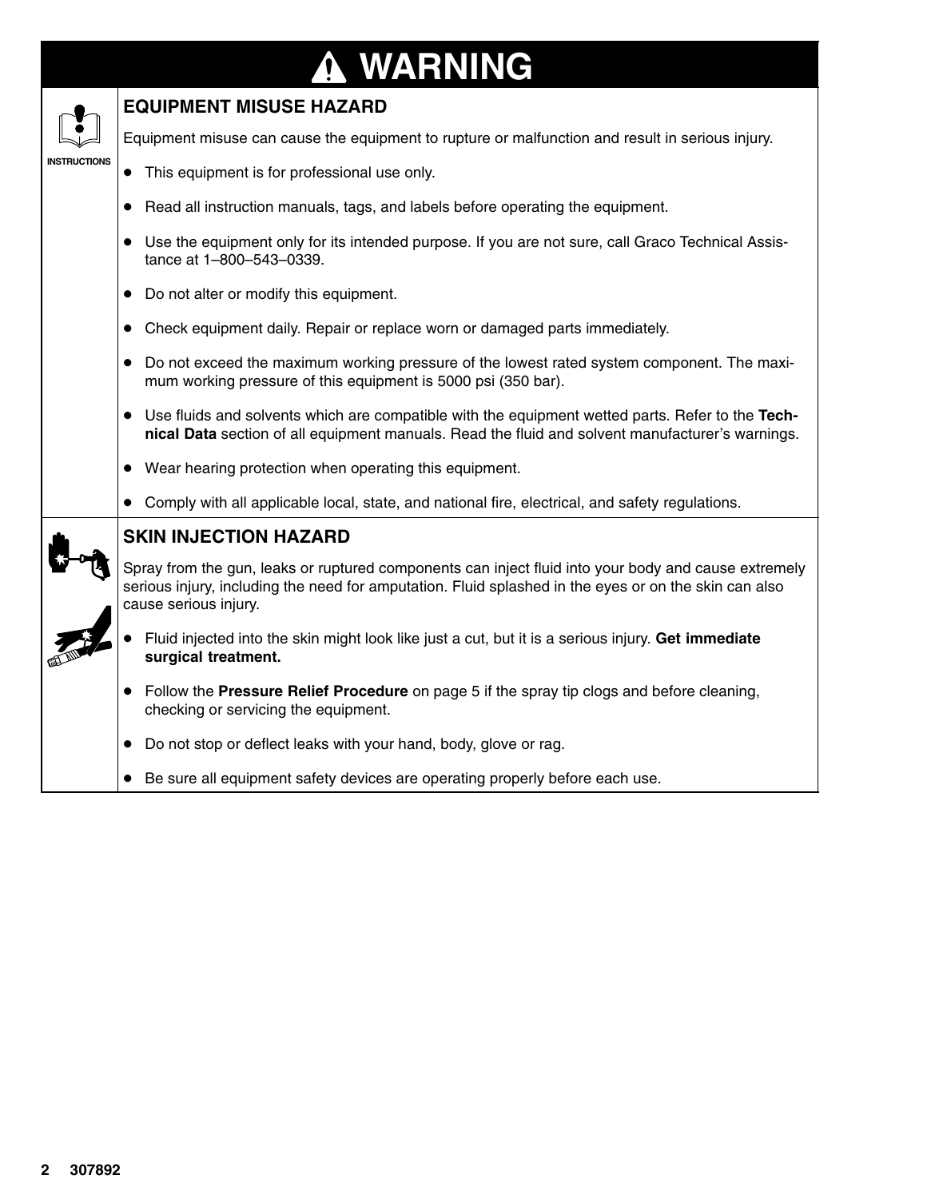# ⚠ WARNING

## EQUIPMENT MISUSE HAZARD

INSTRUCTIONS

Equipment misuse can cause the equipment to rupture or malfunction and result in serious injury.

- This equipment is for professional use only.
- Read all instruction manuals, tags, and labels before operating the equipment.
- Use the equipment only for its intended purpose. If you are not sure, call Graco Technical Assistance at 1–800–543–0339.
- Do not alter or modify this equipment.
- Check equipment daily. Repair or replace worn or damaged parts immediately.
- Do not exceed the maximum working pressure of the lowest rated system component. The maximum working pressure of this equipment is 5000 psi (350 bar).
- Use fluids and solvents which are compatible with the equipment wetted parts. Refer to the **Technical Data** section of all equipment manuals. Read the fluid and solvent manufacturer's warnings.
- Wear hearing protection when operating this equipment.
- Comply with all applicable local, state, and national fire, electrical, and safety regulations.

## SKIN INJECTION HAZARD

Spray from the gun, leaks or ruptured components can inject fluid into your body and cause extremely serious injury, including the need for amputation. Fluid splashed in the eyes or on the skin can also cause serious injury.

- Fluid injected into the skin might look like just a cut, but it is a serious injury. **Get immediate surgical treatment.**
- Follow the **Pressure Relief Procedure** on page 5 if the spray tip clogs and before cleaning, checking or servicing the equipment.
- Do not stop or deflect leaks with your hand, body, glove or rag.
- Be sure all equipment safety devices are operating properly before each use.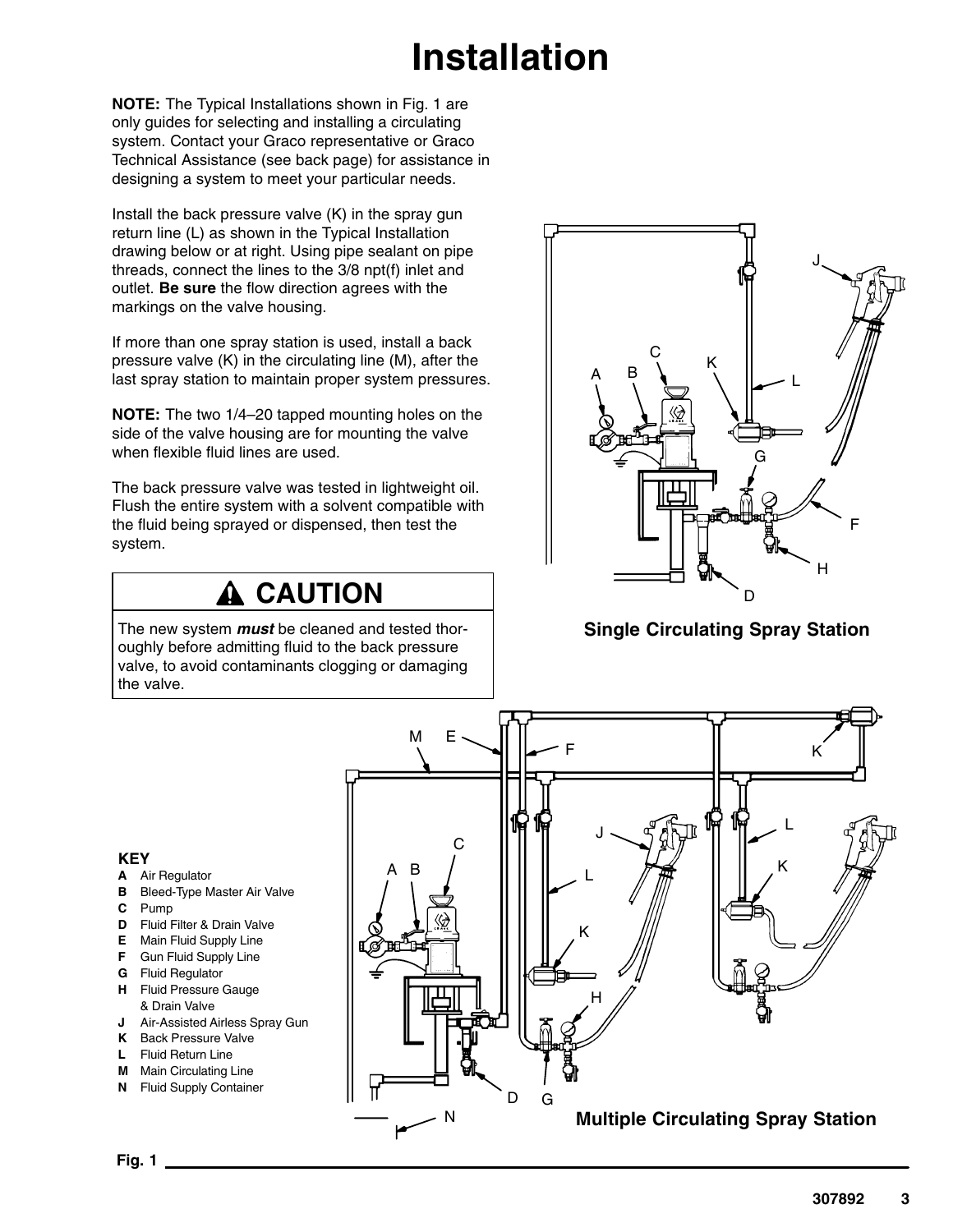# Installation

**NOTE:** The Typical Installations shown in Fig. 1 are only guides for selecting and installing a circulating system. Contact your Graco representative or Graco Technical Assistance (see back page) for assistance in designing a system to meet your particular needs.

Install the back pressure valve (K) in the spray gun return line (L) as shown in the Typical Installation drawing below or at right. Using pipe sealant on pipe threads, connect the lines to the 3/8 npt(f) inlet and outlet. **Be sure** the flow direction agrees with the markings on the valve housing.

If more than one spray station is used, install a back pressure valve (K) in the circulating line (M), after the last spray station to maintain proper system pressures.

**NOTE:** The two 1/4–20 tapped mounting holes on the side of the valve housing are for mounting the valve when flexible fluid lines are used.

The back pressure valve was tested in lightweight oil. Flush the entire system with a solvent compatible with the fluid being sprayed or dispensed, then test the system.

## ⚠ CAUTION

The new system ***must*** be cleaned and tested thoroughly before admitting fluid to the back pressure valve, to avoid contaminants clogging or damaging the valve.

**Single Circulating Spray Station**

**KEY**

- **A** Air Regulator
- **B** Bleed-Type Master Air Valve
- **C** Pump
- **D** Fluid Filter & Drain Valve
- **E** Main Fluid Supply Line
- **F** Gun Fluid Supply Line
- **G** Fluid Regulator
- **H** Fluid Pressure Gauge & Drain Valve
- **J** Air-Assisted Airless Spray Gun
- **K** Back Pressure Valve
- **L** Fluid Return Line
- **M** Main Circulating Line
- **N** Fluid Supply Container

**Multiple Circulating Spray Station**

**Fig. 1**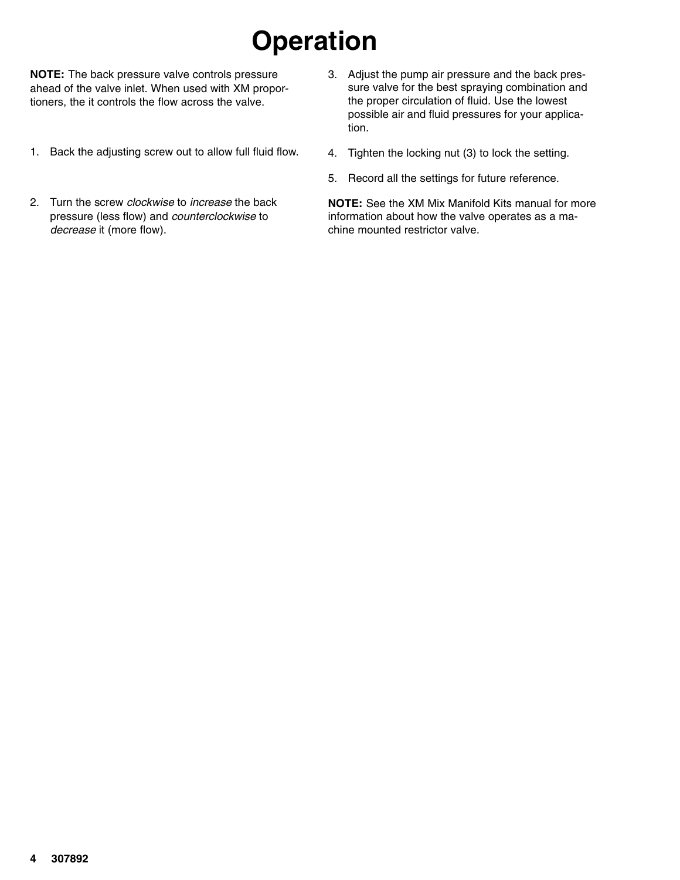# Operation

**NOTE:** The back pressure valve controls pressure ahead of the valve inlet. When used with XM proportioners, the it controls the flow across the valve.

1. Back the adjusting screw out to allow full fluid flow.
2. Turn the screw *clockwise* to *increase* the back pressure (less flow) and *counterclockwise* to *decrease* it (more flow).
3. Adjust the pump air pressure and the back pressure valve for the best spraying combination and the proper circulation of fluid. Use the lowest possible air and fluid pressures for your application.
4. Tighten the locking nut (3) to lock the setting.
5. Record all the settings for future reference.

**NOTE:** See the XM Mix Manifold Kits manual for more information about how the valve operates as a machine mounted restrictor valve.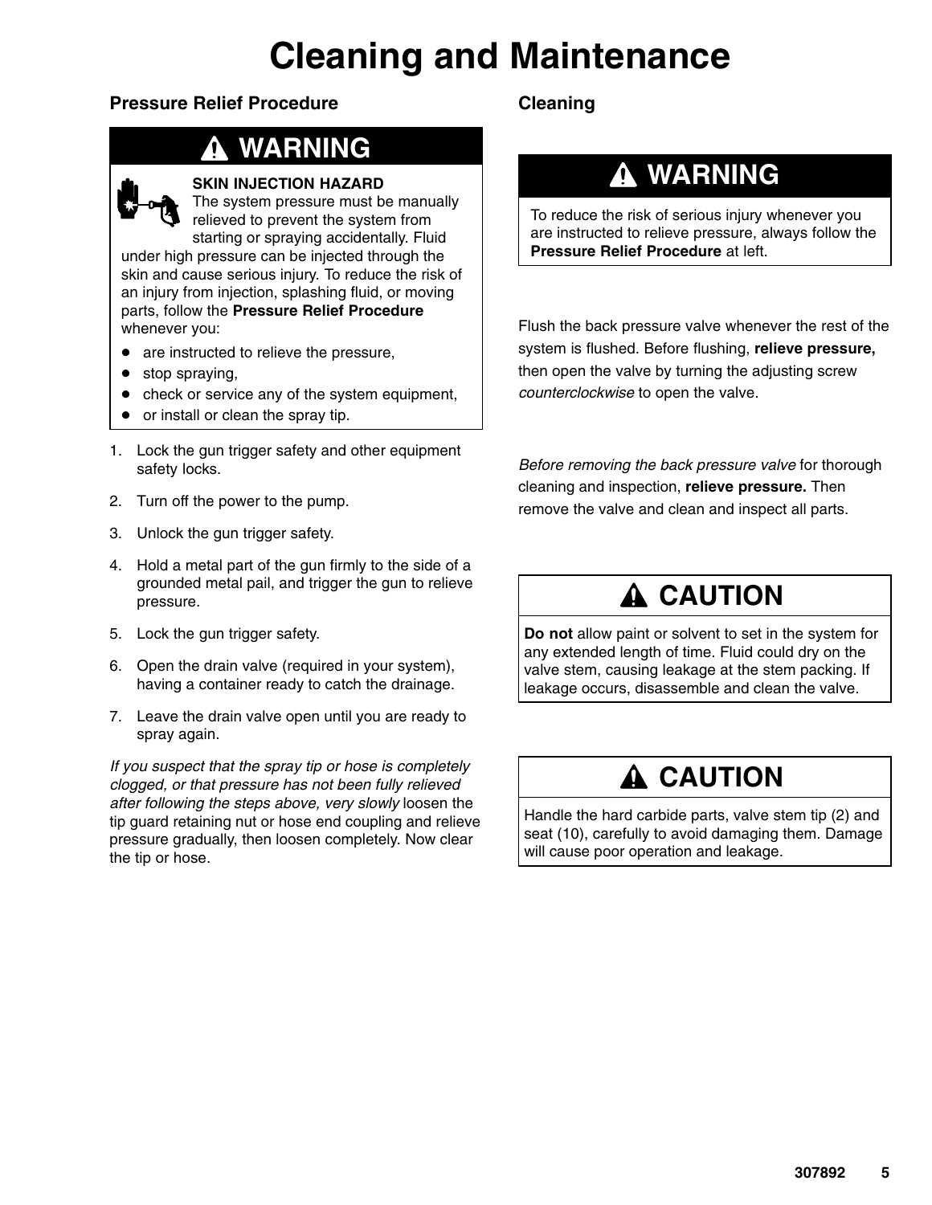# Cleaning and Maintenance

## Pressure Relief Procedure

> **⚠ WARNING**
>
> **SKIN INJECTION HAZARD**
> The system pressure must be manually relieved to prevent the system from starting or spraying accidentally. Fluid under high pressure can be injected through the skin and cause serious injury. To reduce the risk of an injury from injection, splashing fluid, or moving parts, follow the **Pressure Relief Procedure** whenever you:
>
> - are instructed to relieve the pressure,
> - stop spraying,
> - check or service any of the system equipment,
> - or install or clean the spray tip.

1. Lock the gun trigger safety and other equipment safety locks.
2. Turn off the power to the pump.
3. Unlock the gun trigger safety.
4. Hold a metal part of the gun firmly to the side of a grounded metal pail, and trigger the gun to relieve pressure.
5. Lock the gun trigger safety.
6. Open the drain valve (required in your system), having a container ready to catch the drainage.
7. Leave the drain valve open until you are ready to spray again.

*If you suspect that the spray tip or hose is completely clogged, or that pressure has not been fully relieved after following the steps above, very slowly* loosen the tip guard retaining nut or hose end coupling and relieve pressure gradually, then loosen completely. Now clear the tip or hose.

## Cleaning

> **⚠ WARNING**
>
> To reduce the risk of serious injury whenever you are instructed to relieve pressure, always follow the **Pressure Relief Procedure** at left.

Flush the back pressure valve whenever the rest of the system is flushed. Before flushing, **relieve pressure,** then open the valve by turning the adjusting screw *counterclockwise* to open the valve.

*Before removing the back pressure valve* for thorough cleaning and inspection, **relieve pressure.** Then remove the valve and clean and inspect all parts.

> **⚠ CAUTION**
>
> **Do not** allow paint or solvent to set in the system for any extended length of time. Fluid could dry on the valve stem, causing leakage at the stem packing. If leakage occurs, disassemble and clean the valve.

> **⚠ CAUTION**
>
> Handle the hard carbide parts, valve stem tip (2) and seat (10), carefully to avoid damaging them. Damage will cause poor operation and leakage.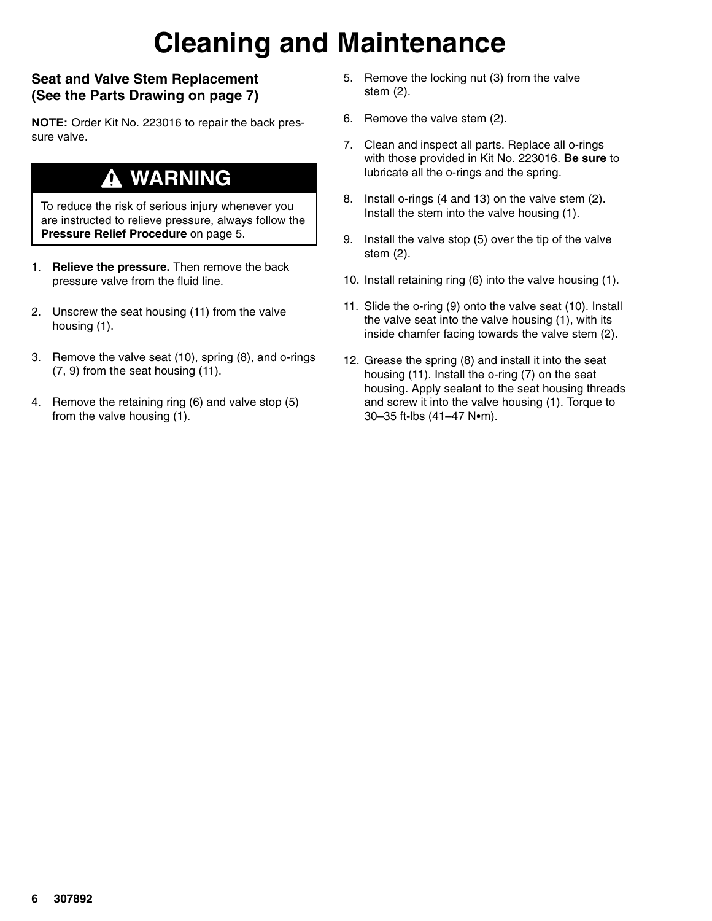# Cleaning and Maintenance

## Seat and Valve Stem Replacement (See the Parts Drawing on page 7)

**NOTE:** Order Kit No. 223016 to repair the back pressure valve.

> **⚠ WARNING**
>
> To reduce the risk of serious injury whenever you are instructed to relieve pressure, always follow the **Pressure Relief Procedure** on page 5.

1. **Relieve the pressure.** Then remove the back pressure valve from the fluid line.
2. Unscrew the seat housing (11) from the valve housing (1).
3. Remove the valve seat (10), spring (8), and o-rings (7, 9) from the seat housing (11).
4. Remove the retaining ring (6) and valve stop (5) from the valve housing (1).
5. Remove the locking nut (3) from the valve stem (2).
6. Remove the valve stem (2).
7. Clean and inspect all parts. Replace all o-rings with those provided in Kit No. 223016. **Be sure** to lubricate all the o-rings and the spring.
8. Install o-rings (4 and 13) on the valve stem (2). Install the stem into the valve housing (1).
9. Install the valve stop (5) over the tip of the valve stem (2).
10. Install retaining ring (6) into the valve housing (1).
11. Slide the o-ring (9) onto the valve seat (10). Install the valve seat into the valve housing (1), with its inside chamfer facing towards the valve stem (2).
12. Grease the spring (8) and install it into the seat housing (11). Install the o-ring (7) on the seat housing. Apply sealant to the seat housing threads and screw it into the valve housing (1). Torque to 30–35 ft-lbs (41–47 N•m).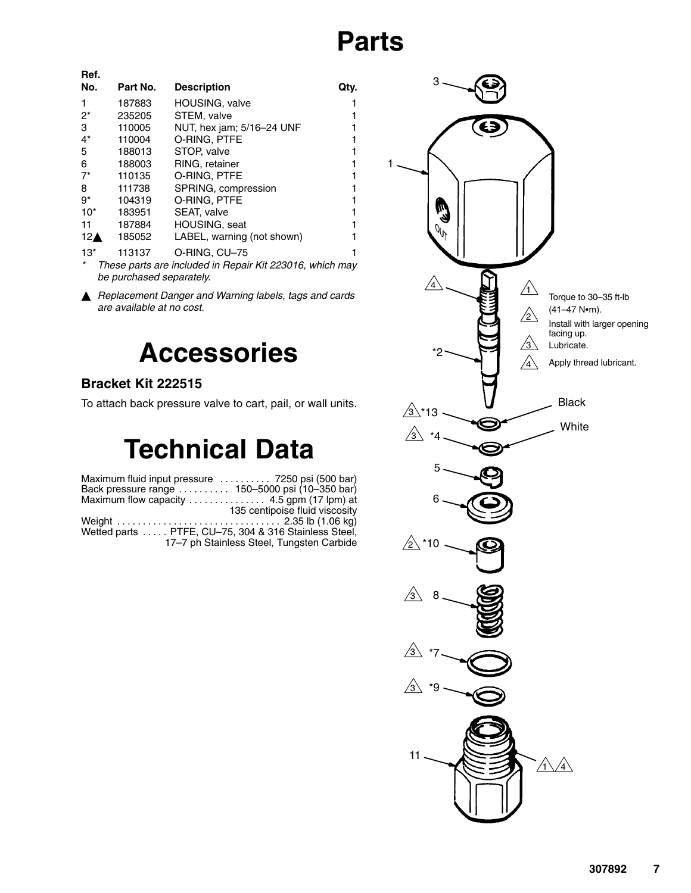# Parts

| Ref. No. | Part No. | Description | Qty. |
|---|---|---|---|
| 1 | 187883 | HOUSING, valve | 1 |
| 2* | 235205 | STEM, valve | 1 |
| 3 | 110005 | NUT, hex jam; 5/16–24 UNF | 1 |
| 4* | 110004 | O-RING, PTFE | 1 |
| 5 | 188013 | STOP, valve | 1 |
| 6 | 188003 | RING, retainer | 1 |
| 7* | 110135 | O-RING, PTFE | 1 |
| 8 | 111738 | SPRING, compression | 1 |
| 9* | 104319 | O-RING, PTFE | 1 |
| 10* | 183951 | SEAT, valve | 1 |
| 11 | 187884 | HOUSING, seat | 1 |
| 12▲ | 185052 | LABEL, warning (not shown) | 1 |
| 13* | 113137 | O-RING, CU–75 | 1 |

\* *These parts are included in Repair Kit 223016, which may be purchased separately.*

▲ *Replacement Danger and Warning labels, tags and cards are available at no cost.*

1. Torque to 30–35 ft-lb (41–47 N•m).
2. Install with larger opening facing up.
3. Lubricate.
4. Apply thread lubricant.

# Accessories

## Bracket Kit 222515

To attach back pressure valve to cart, pail, or wall units.

# Technical Data

Maximum fluid input pressure .......... 7250 psi (500 bar)
Back pressure range .......... 150–5000 psi (10–350 bar)
Maximum flow capacity ............... 4.5 gpm (17 lpm) at 135 centipoise fluid viscosity
Weight ................................ 2.35 lb (1.06 kg)
Wetted parts ..... PTFE, CU–75, 304 & 316 Stainless Steel, 17–7 ph Stainless Steel, Tungsten Carbide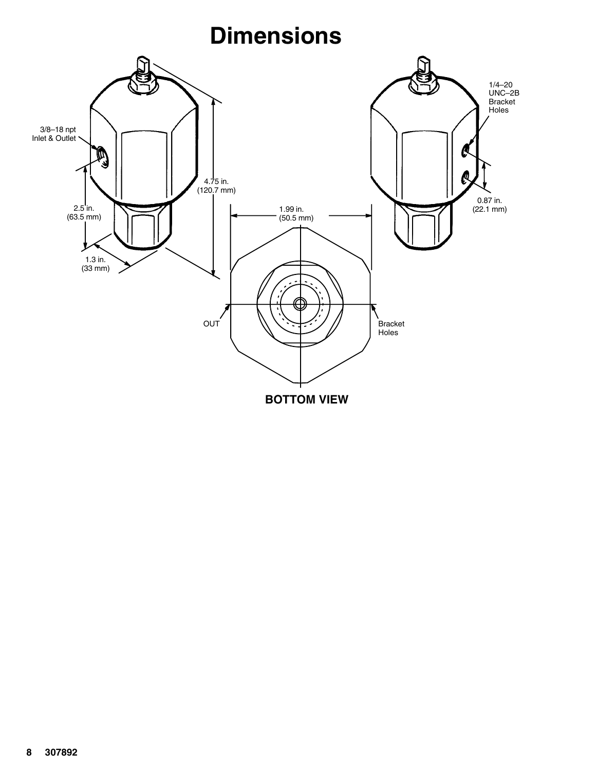# Dimensions

3/8–18 npt Inlet & Outlet

4.75 in. (120.7 mm)

2.5 in. (63.5 mm)

1.3 in. (33 mm)

1.99 in. (50.5 mm)

1/4–20 UNC–2B Bracket Holes

0.87 in. (22.1 mm)

OUT

Bracket Holes

**BOTTOM VIEW**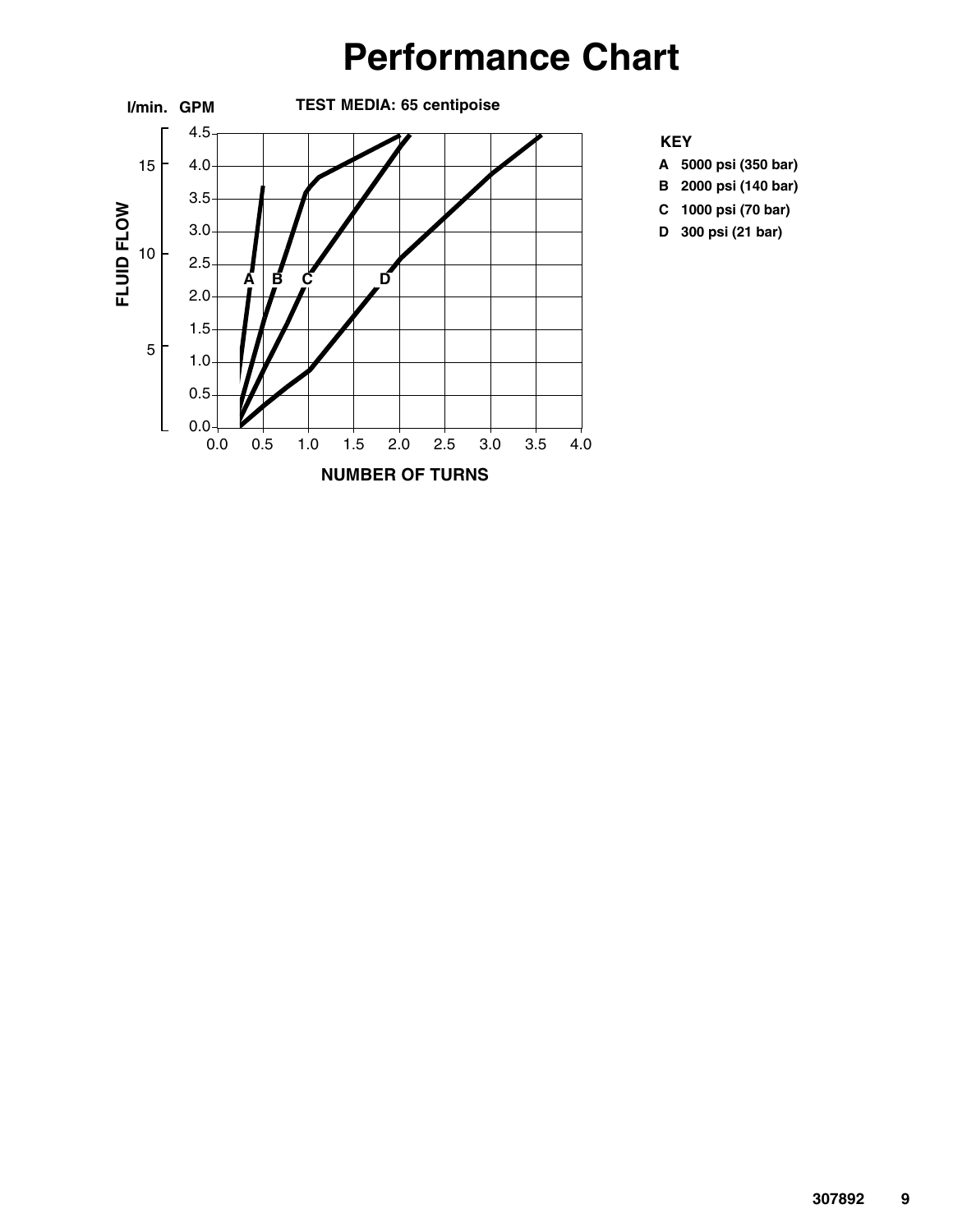# Performance Chart

**TEST MEDIA: 65 centipoise**

l/min. GPM

FLUID FLOW

NUMBER OF TURNS

**KEY**

- **A** 5000 psi (350 bar)
- **B** 2000 psi (140 bar)
- **C** 1000 psi (70 bar)
- **D** 300 psi (21 bar)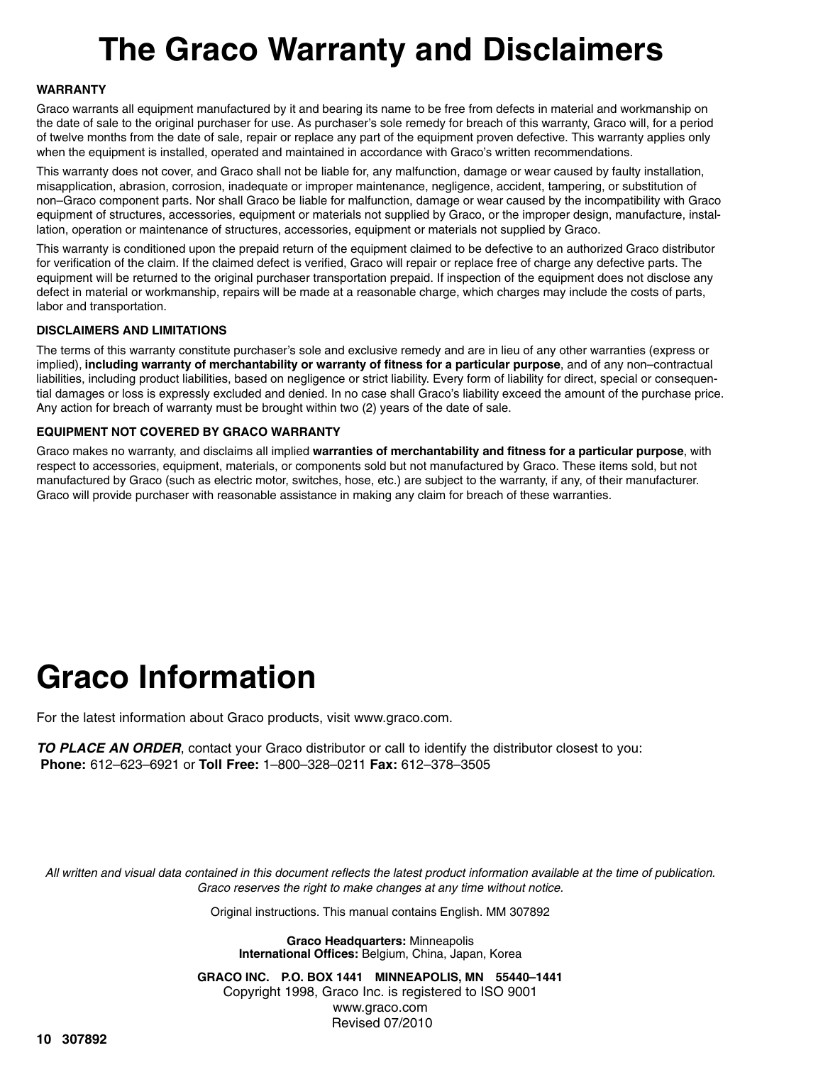# The Graco Warranty and Disclaimers

### WARRANTY

Graco warrants all equipment manufactured by it and bearing its name to be free from defects in material and workmanship on the date of sale to the original purchaser for use. As purchaser's sole remedy for breach of this warranty, Graco will, for a period of twelve months from the date of sale, repair or replace any part of the equipment proven defective. This warranty applies only when the equipment is installed, operated and maintained in accordance with Graco's written recommendations.

This warranty does not cover, and Graco shall not be liable for, any malfunction, damage or wear caused by faulty installation, misapplication, abrasion, corrosion, inadequate or improper maintenance, negligence, accident, tampering, or substitution of non–Graco component parts. Nor shall Graco be liable for malfunction, damage or wear caused by the incompatibility with Graco equipment of structures, accessories, equipment or materials not supplied by Graco, or the improper design, manufacture, installation, operation or maintenance of structures, accessories, equipment or materials not supplied by Graco.

This warranty is conditioned upon the prepaid return of the equipment claimed to be defective to an authorized Graco distributor for verification of the claim. If the claimed defect is verified, Graco will repair or replace free of charge any defective parts. The equipment will be returned to the original purchaser transportation prepaid. If inspection of the equipment does not disclose any defect in material or workmanship, repairs will be made at a reasonable charge, which charges may include the costs of parts, labor and transportation.

### DISCLAIMERS AND LIMITATIONS

The terms of this warranty constitute purchaser's sole and exclusive remedy and are in lieu of any other warranties (express or implied), **including warranty of merchantability or warranty of fitness for a particular purpose**, and of any non–contractual liabilities, including product liabilities, based on negligence or strict liability. Every form of liability for direct, special or consequential damages or loss is expressly excluded and denied. In no case shall Graco's liability exceed the amount of the purchase price. Any action for breach of warranty must be brought within two (2) years of the date of sale.

### EQUIPMENT NOT COVERED BY GRACO WARRANTY

Graco makes no warranty, and disclaims all implied **warranties of merchantability and fitness for a particular purpose**, with respect to accessories, equipment, materials, or components sold but not manufactured by Graco. These items sold, but not manufactured by Graco (such as electric motor, switches, hose, etc.) are subject to the warranty, if any, of their manufacturer. Graco will provide purchaser with reasonable assistance in making any claim for breach of these warranties.

# Graco Information

For the latest information about Graco products, visit www.graco.com.

***TO PLACE AN ORDER***, contact your Graco distributor or call to identify the distributor closest to you:
**Phone:** 612–623–6921 or **Toll Free:** 1–800–328–0211 **Fax:** 612–378–3505

*All written and visual data contained in this document reflects the latest product information available at the time of publication. Graco reserves the right to make changes at any time without notice.*

Original instructions. This manual contains English. MM 307892

**Graco Headquarters:** Minneapolis
**International Offices:** Belgium, China, Japan, Korea

**GRACO INC. P.O. BOX 1441 MINNEAPOLIS, MN 55440–1441**
Copyright 1998, Graco Inc. is registered to ISO 9001
www.graco.com
Revised 07/2010